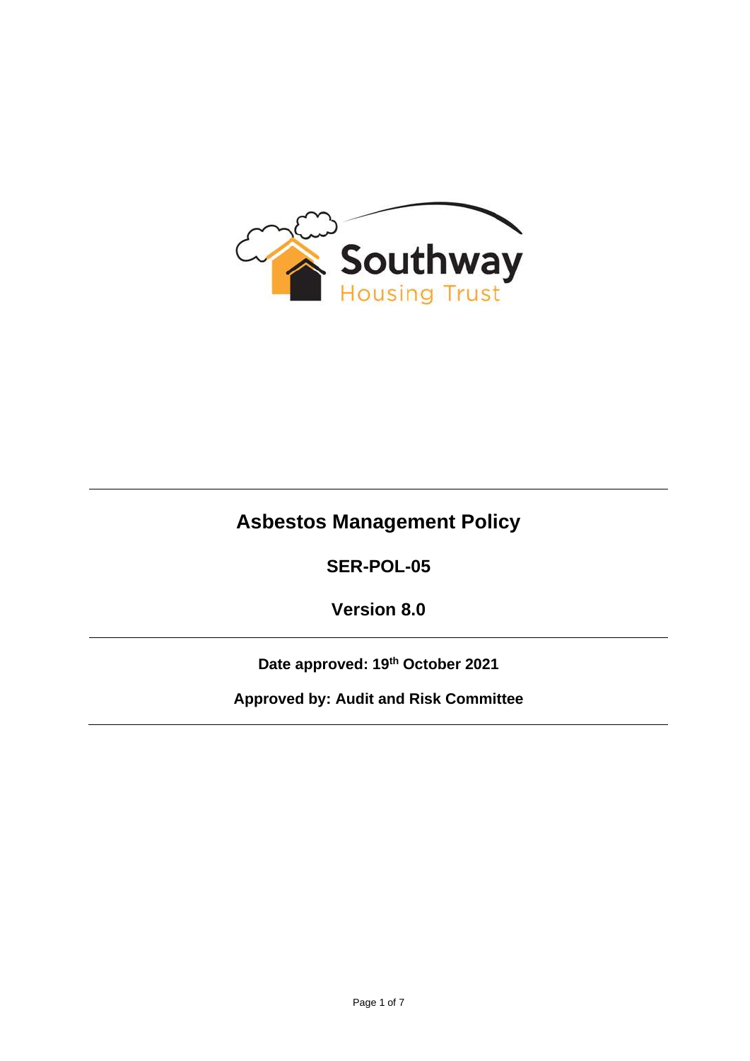# Asbestos Management Policy

**SER-POL-05**

**Version 8.0**

**Date approved: 19th October 2021**

**Approved by: Audit and Risk Committee**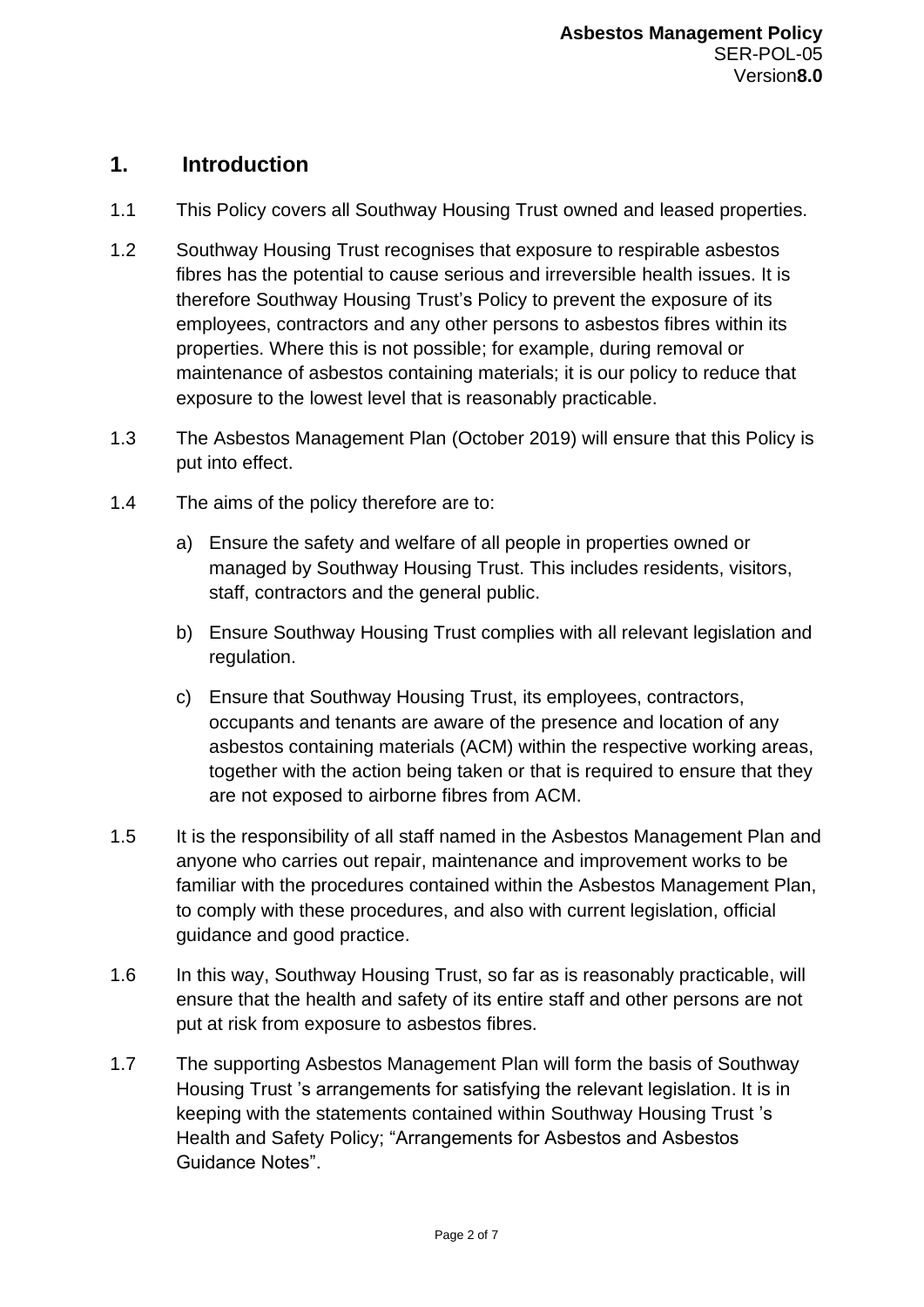## 1. Introduction

1.1 This Policy covers all Southway Housing Trust owned and leased properties.

1.2 Southway Housing Trust recognises that exposure to respirable asbestos fibres has the potential to cause serious and irreversible health issues. It is therefore Southway Housing Trust's Policy to prevent the exposure of its employees, contractors and any other persons to asbestos fibres within its properties. Where this is not possible; for example, during removal or maintenance of asbestos containing materials; it is our policy to reduce that exposure to the lowest level that is reasonably practicable.

1.3 The Asbestos Management Plan (October 2019) will ensure that this Policy is put into effect.

1.4 The aims of the policy therefore are to:

a) Ensure the safety and welfare of all people in properties owned or managed by Southway Housing Trust. This includes residents, visitors, staff, contractors and the general public.

b) Ensure Southway Housing Trust complies with all relevant legislation and regulation.

c) Ensure that Southway Housing Trust, its employees, contractors, occupants and tenants are aware of the presence and location of any asbestos containing materials (ACM) within the respective working areas, together with the action being taken or that is required to ensure that they are not exposed to airborne fibres from ACM.

1.5 It is the responsibility of all staff named in the Asbestos Management Plan and anyone who carries out repair, maintenance and improvement works to be familiar with the procedures contained within the Asbestos Management Plan, to comply with these procedures, and also with current legislation, official guidance and good practice.

1.6 In this way, Southway Housing Trust, so far as is reasonably practicable, will ensure that the health and safety of its entire staff and other persons are not put at risk from exposure to asbestos fibres.

1.7 The supporting Asbestos Management Plan will form the basis of Southway Housing Trust 's arrangements for satisfying the relevant legislation. It is in keeping with the statements contained within Southway Housing Trust 's Health and Safety Policy; "Arrangements for Asbestos and Asbestos Guidance Notes".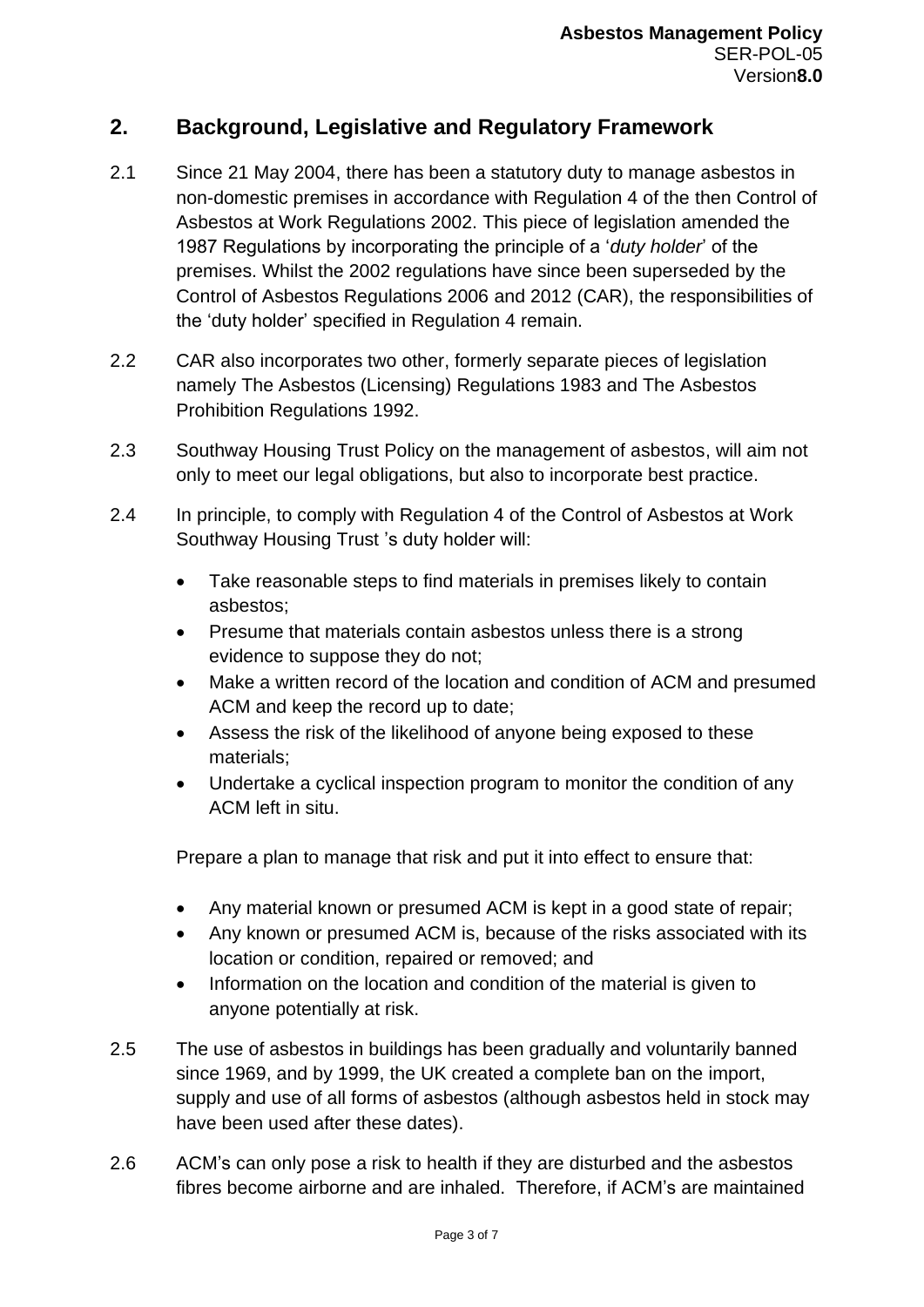## 2. Background, Legislative and Regulatory Framework

2.1 Since 21 May 2004, there has been a statutory duty to manage asbestos in non-domestic premises in accordance with Regulation 4 of the then Control of Asbestos at Work Regulations 2002. This piece of legislation amended the 1987 Regulations by incorporating the principle of a '*duty holder*' of the premises. Whilst the 2002 regulations have since been superseded by the Control of Asbestos Regulations 2006 and 2012 (CAR), the responsibilities of the 'duty holder' specified in Regulation 4 remain.

2.2 CAR also incorporates two other, formerly separate pieces of legislation namely The Asbestos (Licensing) Regulations 1983 and The Asbestos Prohibition Regulations 1992.

2.3 Southway Housing Trust Policy on the management of asbestos, will aim not only to meet our legal obligations, but also to incorporate best practice.

2.4 In principle, to comply with Regulation 4 of the Control of Asbestos at Work Southway Housing Trust 's duty holder will:

- Take reasonable steps to find materials in premises likely to contain asbestos;
- Presume that materials contain asbestos unless there is a strong evidence to suppose they do not;
- Make a written record of the location and condition of ACM and presumed ACM and keep the record up to date;
- Assess the risk of the likelihood of anyone being exposed to these materials;
- Undertake a cyclical inspection program to monitor the condition of any ACM left in situ.

Prepare a plan to manage that risk and put it into effect to ensure that:

- Any material known or presumed ACM is kept in a good state of repair;
- Any known or presumed ACM is, because of the risks associated with its location or condition, repaired or removed; and
- Information on the location and condition of the material is given to anyone potentially at risk.

2.5 The use of asbestos in buildings has been gradually and voluntarily banned since 1969, and by 1999, the UK created a complete ban on the import, supply and use of all forms of asbestos (although asbestos held in stock may have been used after these dates).

2.6 ACM's can only pose a risk to health if they are disturbed and the asbestos fibres become airborne and are inhaled. Therefore, if ACM's are maintained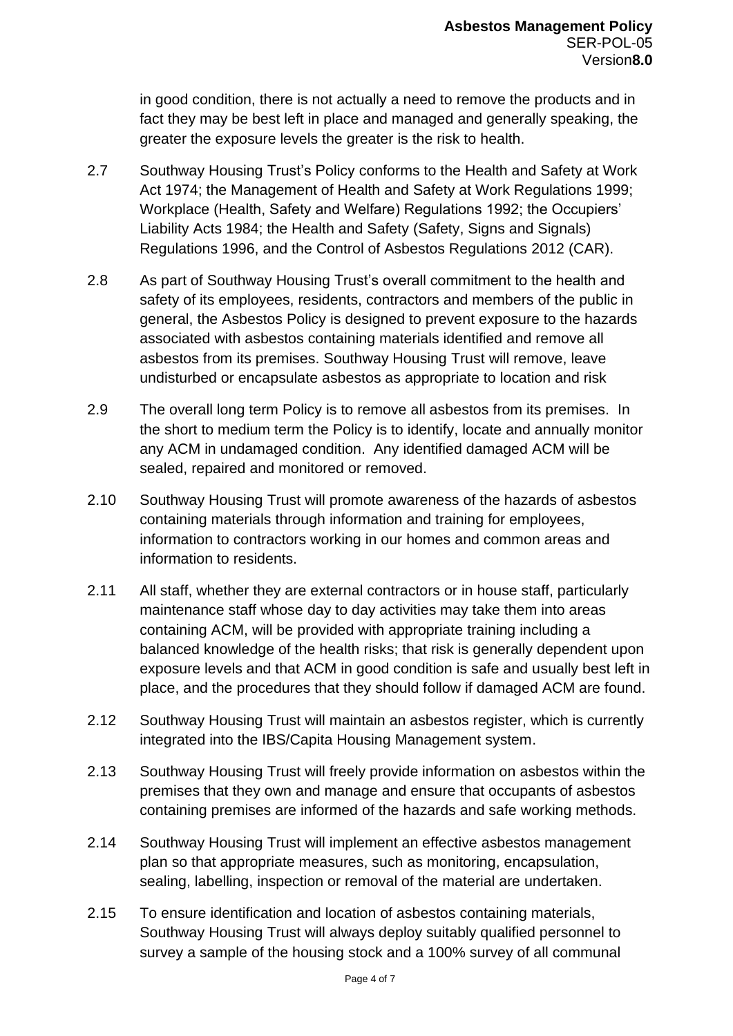in good condition, there is not actually a need to remove the products and in fact they may be best left in place and managed and generally speaking, the greater the exposure levels the greater is the risk to health.

2.7 Southway Housing Trust's Policy conforms to the Health and Safety at Work Act 1974; the Management of Health and Safety at Work Regulations 1999; Workplace (Health, Safety and Welfare) Regulations 1992; the Occupiers' Liability Acts 1984; the Health and Safety (Safety, Signs and Signals) Regulations 1996, and the Control of Asbestos Regulations 2012 (CAR).

2.8 As part of Southway Housing Trust's overall commitment to the health and safety of its employees, residents, contractors and members of the public in general, the Asbestos Policy is designed to prevent exposure to the hazards associated with asbestos containing materials identified and remove all asbestos from its premises. Southway Housing Trust will remove, leave undisturbed or encapsulate asbestos as appropriate to location and risk

2.9 The overall long term Policy is to remove all asbestos from its premises. In the short to medium term the Policy is to identify, locate and annually monitor any ACM in undamaged condition. Any identified damaged ACM will be sealed, repaired and monitored or removed.

2.10 Southway Housing Trust will promote awareness of the hazards of asbestos containing materials through information and training for employees, information to contractors working in our homes and common areas and information to residents.

2.11 All staff, whether they are external contractors or in house staff, particularly maintenance staff whose day to day activities may take them into areas containing ACM, will be provided with appropriate training including a balanced knowledge of the health risks; that risk is generally dependent upon exposure levels and that ACM in good condition is safe and usually best left in place, and the procedures that they should follow if damaged ACM are found.

2.12 Southway Housing Trust will maintain an asbestos register, which is currently integrated into the IBS/Capita Housing Management system.

2.13 Southway Housing Trust will freely provide information on asbestos within the premises that they own and manage and ensure that occupants of asbestos containing premises are informed of the hazards and safe working methods.

2.14 Southway Housing Trust will implement an effective asbestos management plan so that appropriate measures, such as monitoring, encapsulation, sealing, labelling, inspection or removal of the material are undertaken.

2.15 To ensure identification and location of asbestos containing materials, Southway Housing Trust will always deploy suitably qualified personnel to survey a sample of the housing stock and a 100% survey of all communal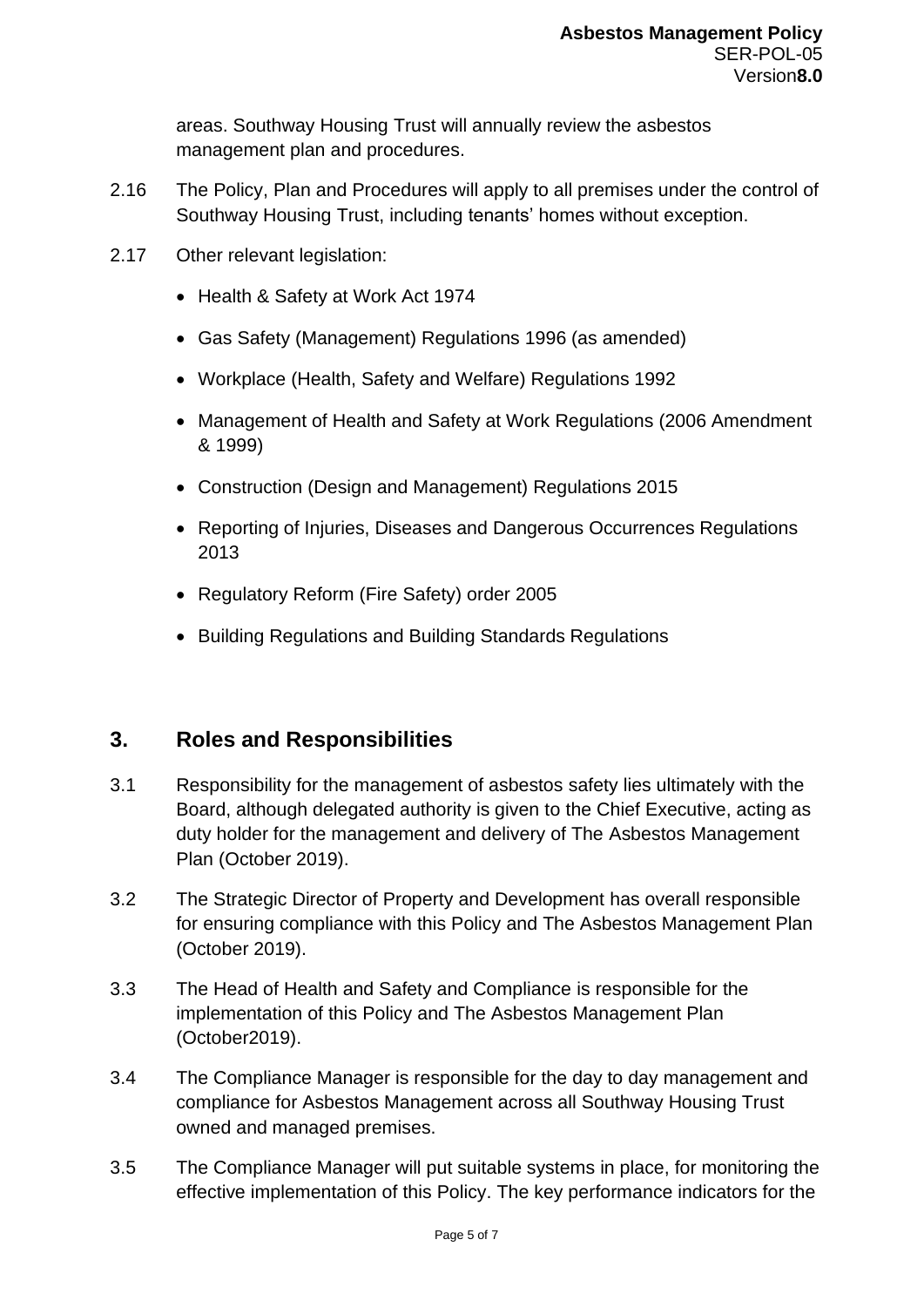areas. Southway Housing Trust will annually review the asbestos management plan and procedures.

2.16 The Policy, Plan and Procedures will apply to all premises under the control of Southway Housing Trust, including tenants' homes without exception.

2.17 Other relevant legislation:

- Health & Safety at Work Act 1974
- Gas Safety (Management) Regulations 1996 (as amended)
- Workplace (Health, Safety and Welfare) Regulations 1992
- Management of Health and Safety at Work Regulations (2006 Amendment & 1999)
- Construction (Design and Management) Regulations 2015
- Reporting of Injuries, Diseases and Dangerous Occurrences Regulations 2013
- Regulatory Reform (Fire Safety) order 2005
- Building Regulations and Building Standards Regulations

## 3. Roles and Responsibilities

3.1 Responsibility for the management of asbestos safety lies ultimately with the Board, although delegated authority is given to the Chief Executive, acting as duty holder for the management and delivery of The Asbestos Management Plan (October 2019).

3.2 The Strategic Director of Property and Development has overall responsible for ensuring compliance with this Policy and The Asbestos Management Plan (October 2019).

3.3 The Head of Health and Safety and Compliance is responsible for the implementation of this Policy and The Asbestos Management Plan (October2019).

3.4 The Compliance Manager is responsible for the day to day management and compliance for Asbestos Management across all Southway Housing Trust owned and managed premises.

3.5 The Compliance Manager will put suitable systems in place, for monitoring the effective implementation of this Policy. The key performance indicators for the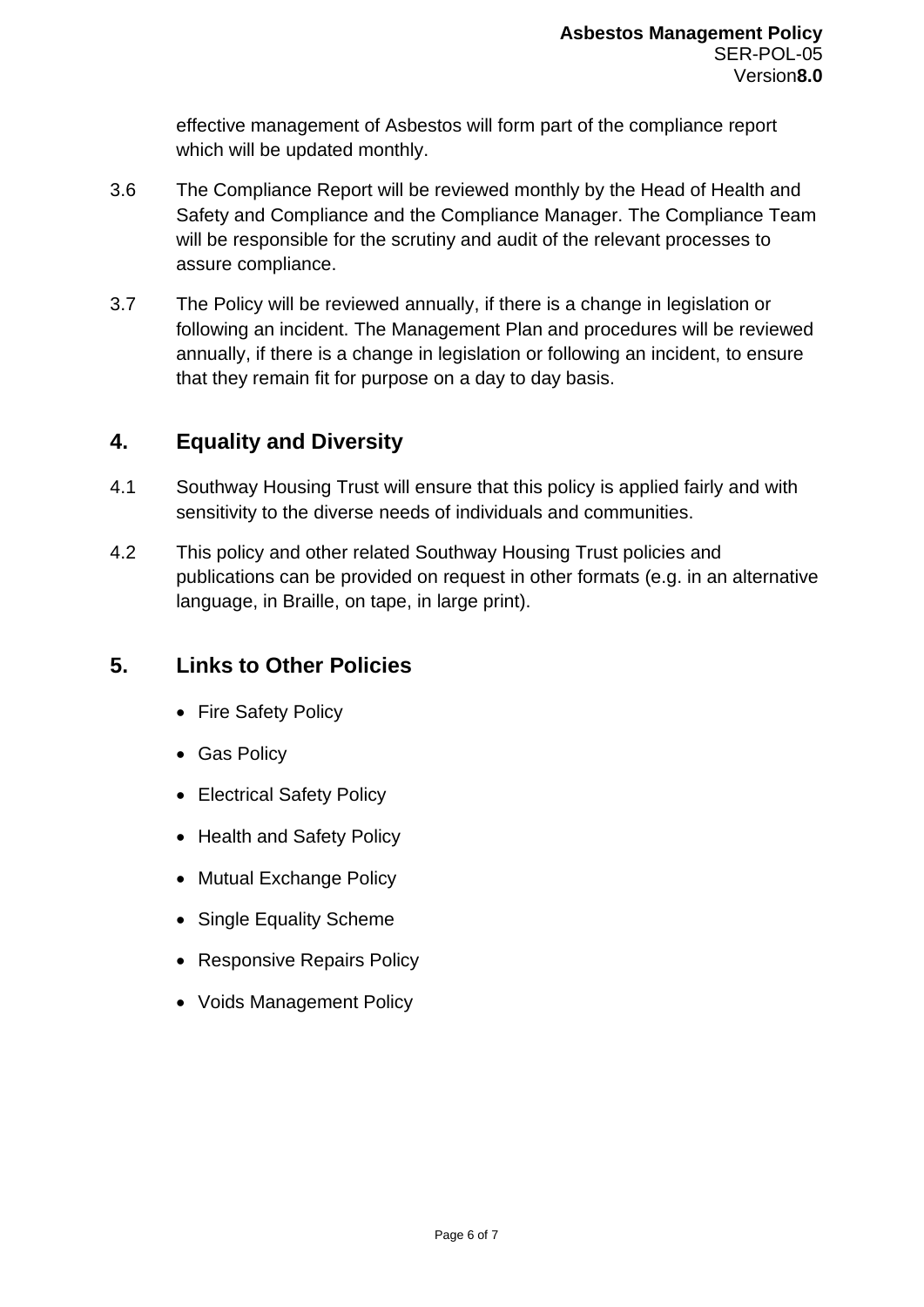effective management of Asbestos will form part of the compliance report which will be updated monthly.

3.6 The Compliance Report will be reviewed monthly by the Head of Health and Safety and Compliance and the Compliance Manager. The Compliance Team will be responsible for the scrutiny and audit of the relevant processes to assure compliance.

3.7 The Policy will be reviewed annually, if there is a change in legislation or following an incident. The Management Plan and procedures will be reviewed annually, if there is a change in legislation or following an incident, to ensure that they remain fit for purpose on a day to day basis.

## 4. Equality and Diversity

4.1 Southway Housing Trust will ensure that this policy is applied fairly and with sensitivity to the diverse needs of individuals and communities.

4.2 This policy and other related Southway Housing Trust policies and publications can be provided on request in other formats (e.g. in an alternative language, in Braille, on tape, in large print).

## 5. Links to Other Policies

- Fire Safety Policy
- Gas Policy
- Electrical Safety Policy
- Health and Safety Policy
- Mutual Exchange Policy
- Single Equality Scheme
- Responsive Repairs Policy
- Voids Management Policy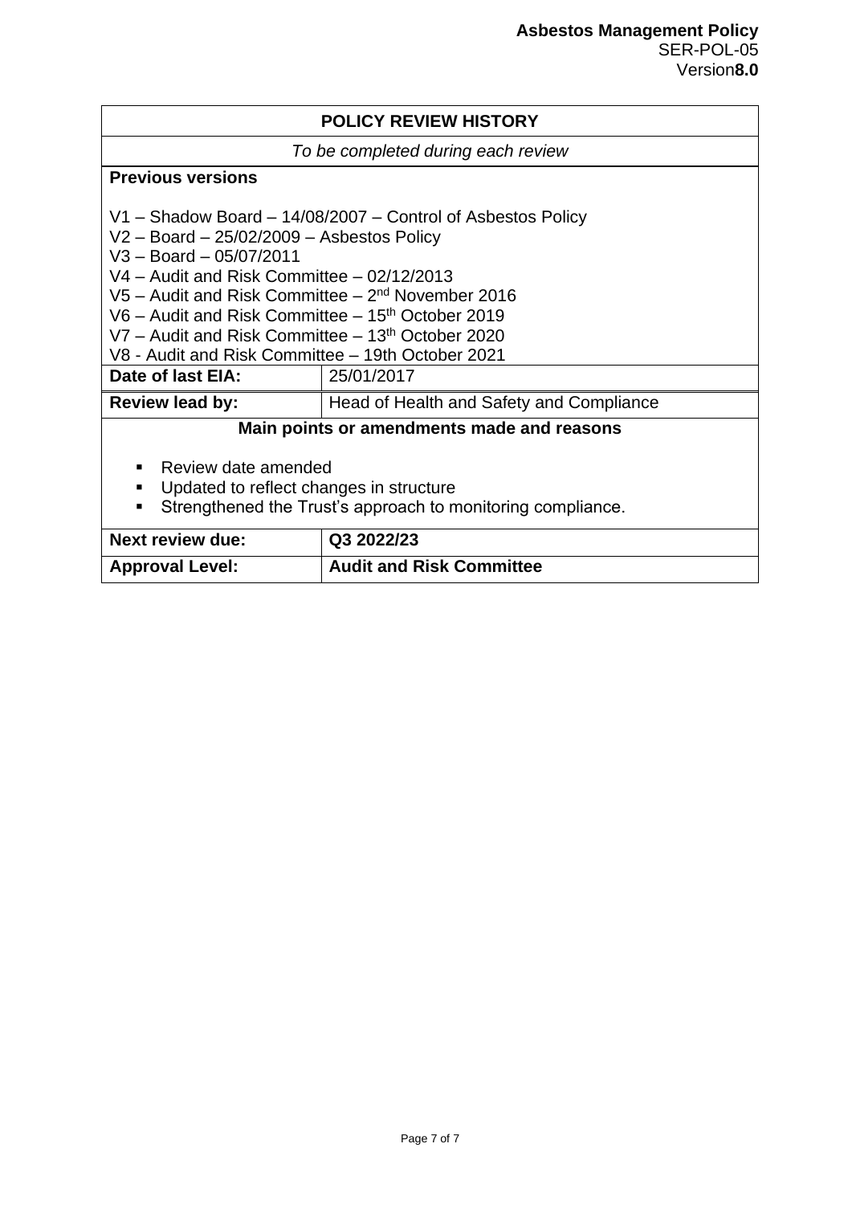| POLICY REVIEW HISTORY | |
|---|---|
| *To be completed during each review* | |
| **Previous versions**<br><br>V1 – Shadow Board – 14/08/2007 – Control of Asbestos Policy<br>V2 – Board – 25/02/2009 – Asbestos Policy<br>V3 – Board – 05/07/2011<br>V4 – Audit and Risk Committee – 02/12/2013<br>V5 – Audit and Risk Committee – 2nd November 2016<br>V6 – Audit and Risk Committee – 15th October 2019<br>V7 – Audit and Risk Committee – 13th October 2020<br>V8 - Audit and Risk Committee – 19th October 2021 | |
| **Date of last EIA:** | 25/01/2017 |
| **Review lead by:** | Head of Health and Safety and Compliance |
| **Main points or amendments made and reasons**<br><br>- Review date amended<br>- Updated to reflect changes in structure<br>- Strengthened the Trust's approach to monitoring compliance. | |
| **Next review due:** | **Q3 2022/23** |
| **Approval Level:** | **Audit and Risk Committee** |